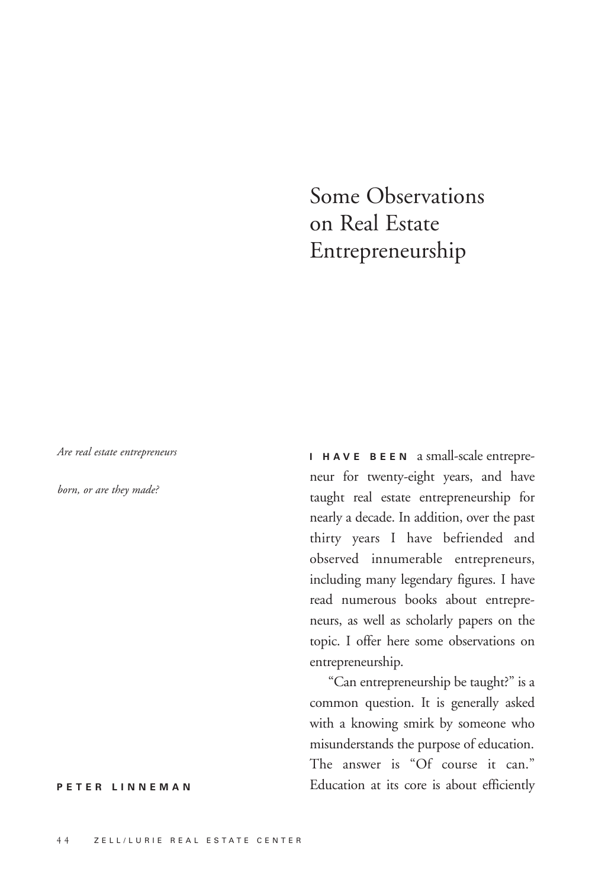# Some Observations on Real Estate Entrepreneurship

*Are real estate entrepreneurs born, or are they made?*

**PETER LINNEMAN**

**I HAVE BEEN** a small-scale entrepreneur for twenty-eight years, and have taught real estate entrepreneurship for nearly a decade. In addition, over the past thirty years I have befriended and observed innumerable entrepreneurs, including many legendary figures. I have read numerous books about entrepreneurs, as well as scholarly papers on the topic. I offer here some observations on entrepreneurship.

"Can entrepreneurship be taught?" is a common question. It is generally asked with a knowing smirk by someone who misunderstands the purpose of education. The answer is "Of course it can." Education at its core is about efficiently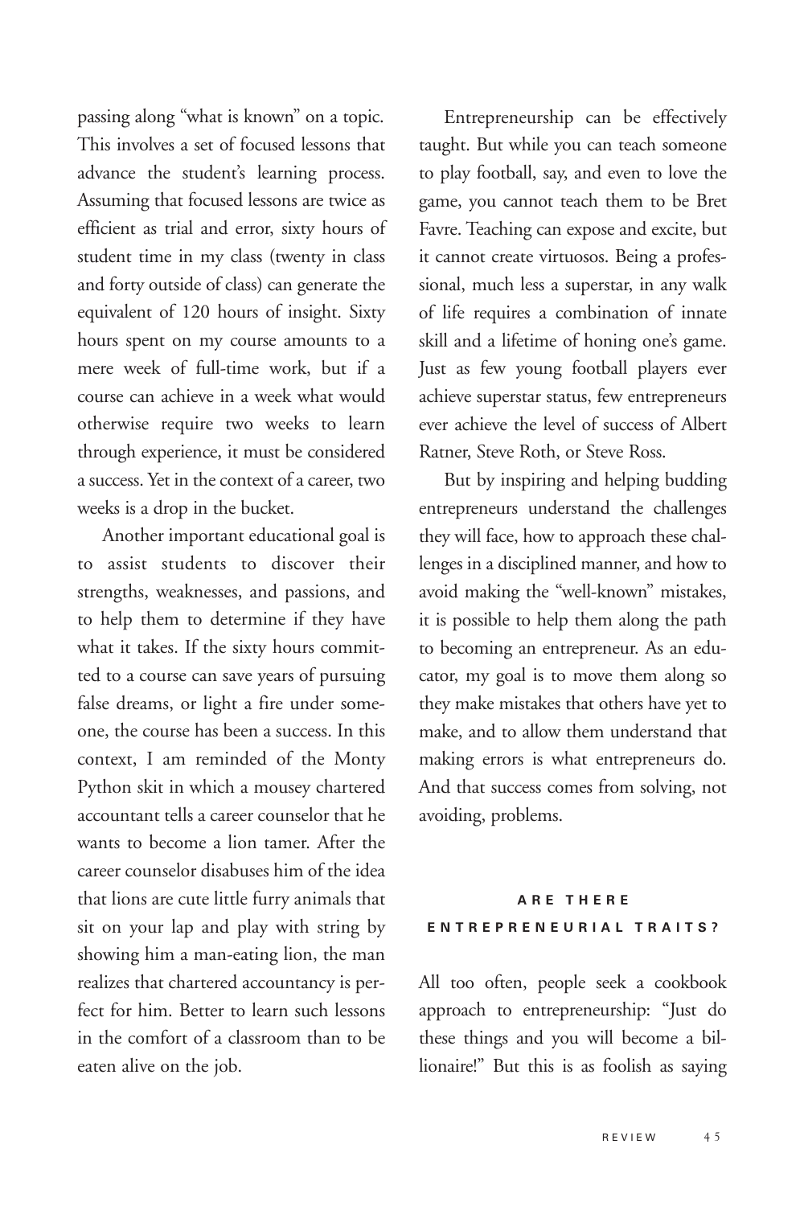passing along "what is known" on a topic. This involves a set of focused lessons that advance the student's learning process. Assuming that focused lessons are twice as efficient as trial and error, sixty hours of student time in my class (twenty in class and forty outside of class) can generate the equivalent of 120 hours of insight. Sixty hours spent on my course amounts to a mere week of full-time work, but if a course can achieve in a week what would otherwise require two weeks to learn through experience, it must be considered a success. Yet in the context of a career, two weeks is a drop in the bucket.

Another important educational goal is to assist students to discover their strengths, weaknesses, and passions, and to help them to determine if they have what it takes. If the sixty hours committed to a course can save years of pursuing false dreams, or light a fire under someone, the course has been a success. In this context, I am reminded of the Monty Python skit in which a mousey chartered accountant tells a career counselor that he wants to become a lion tamer. After the career counselor disabuses him of the idea that lions are cute little furry animals that sit on your lap and play with string by showing him a man-eating lion, the man realizes that chartered accountancy is perfect for him. Better to learn such lessons in the comfort of a classroom than to be eaten alive on the job.

Entrepreneurship can be effectively taught. But while you can teach someone to play football, say, and even to love the game, you cannot teach them to be Bret Favre. Teaching can expose and excite, but it cannot create virtuosos. Being a professional, much less a superstar, in any walk of life requires a combination of innate skill and a lifetime of honing one's game. Just as few young football players ever achieve superstar status, few entrepreneurs ever achieve the level of success of Albert Ratner, Steve Roth, or Steve Ross.

But by inspiring and helping budding entrepreneurs understand the challenges they will face, how to approach these challenges in a disciplined manner, and how to avoid making the "well-known" mistakes, it is possible to help them along the path to becoming an entrepreneur. As an educator, my goal is to move them along so they make mistakes that others have yet to make, and to allow them understand that making errors is what entrepreneurs do. And that success comes from solving, not avoiding, problems.

## ARE THERE ENTREPRENEURIAL TRAITS?

All too often, people seek a cookbook approach to entrepreneurship: "Just do these things and you will become a billionaire!" But this is as foolish as saying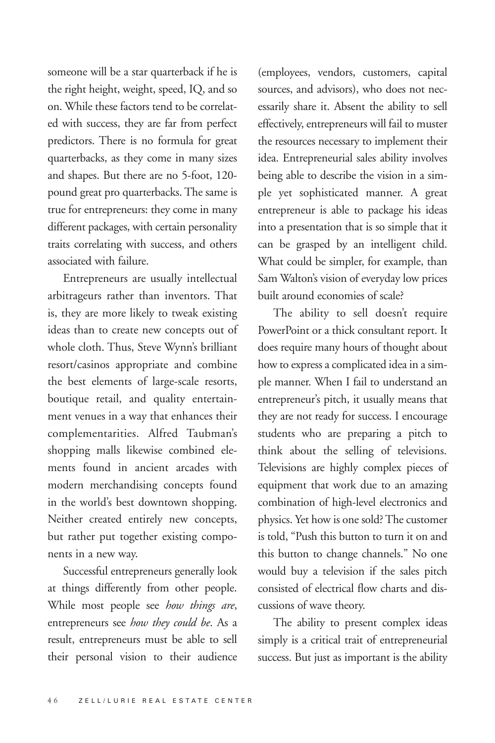someone will be a star quarterback if he is the right height, weight, speed, IQ, and so on. While these factors tend to be correlated with success, they are far from perfect predictors. There is no formula for great quarterbacks, as they come in many sizes and shapes. But there are no 5-foot, 120-pound great pro quarterbacks. The same is true for entrepreneurs: they come in many different packages, with certain personality traits correlating with success, and others associated with failure.

Entrepreneurs are usually intellectual arbitrageurs rather than inventors. That is, they are more likely to tweak existing ideas than to create new concepts out of whole cloth. Thus, Steve Wynn's brilliant resort/casinos appropriate and combine the best elements of large-scale resorts, boutique retail, and quality entertainment venues in a way that enhances their complementarities. Alfred Taubman's shopping malls likewise combined elements found in ancient arcades with modern merchandising concepts found in the world's best downtown shopping. Neither created entirely new concepts, but rather put together existing components in a new way.

Successful entrepreneurs generally look at things differently from other people. While most people see *how things are*, entrepreneurs see *how they could be*. As a result, entrepreneurs must be able to sell their personal vision to their audience (employees, vendors, customers, capital sources, and advisors), who does not necessarily share it. Absent the ability to sell effectively, entrepreneurs will fail to muster the resources necessary to implement their idea. Entrepreneurial sales ability involves being able to describe the vision in a simple yet sophisticated manner. A great entrepreneur is able to package his ideas into a presentation that is so simple that it can be grasped by an intelligent child. What could be simpler, for example, than Sam Walton's vision of everyday low prices built around economies of scale?

The ability to sell doesn't require PowerPoint or a thick consultant report. It does require many hours of thought about how to express a complicated idea in a simple manner. When I fail to understand an entrepreneur's pitch, it usually means that they are not ready for success. I encourage students who are preparing a pitch to think about the selling of televisions. Televisions are highly complex pieces of equipment that work due to an amazing combination of high-level electronics and physics. Yet how is one sold? The customer is told, "Push this button to turn it on and this button to change channels." No one would buy a television if the sales pitch consisted of electrical flow charts and discussions of wave theory.

The ability to present complex ideas simply is a critical trait of entrepreneurial success. But just as important is the ability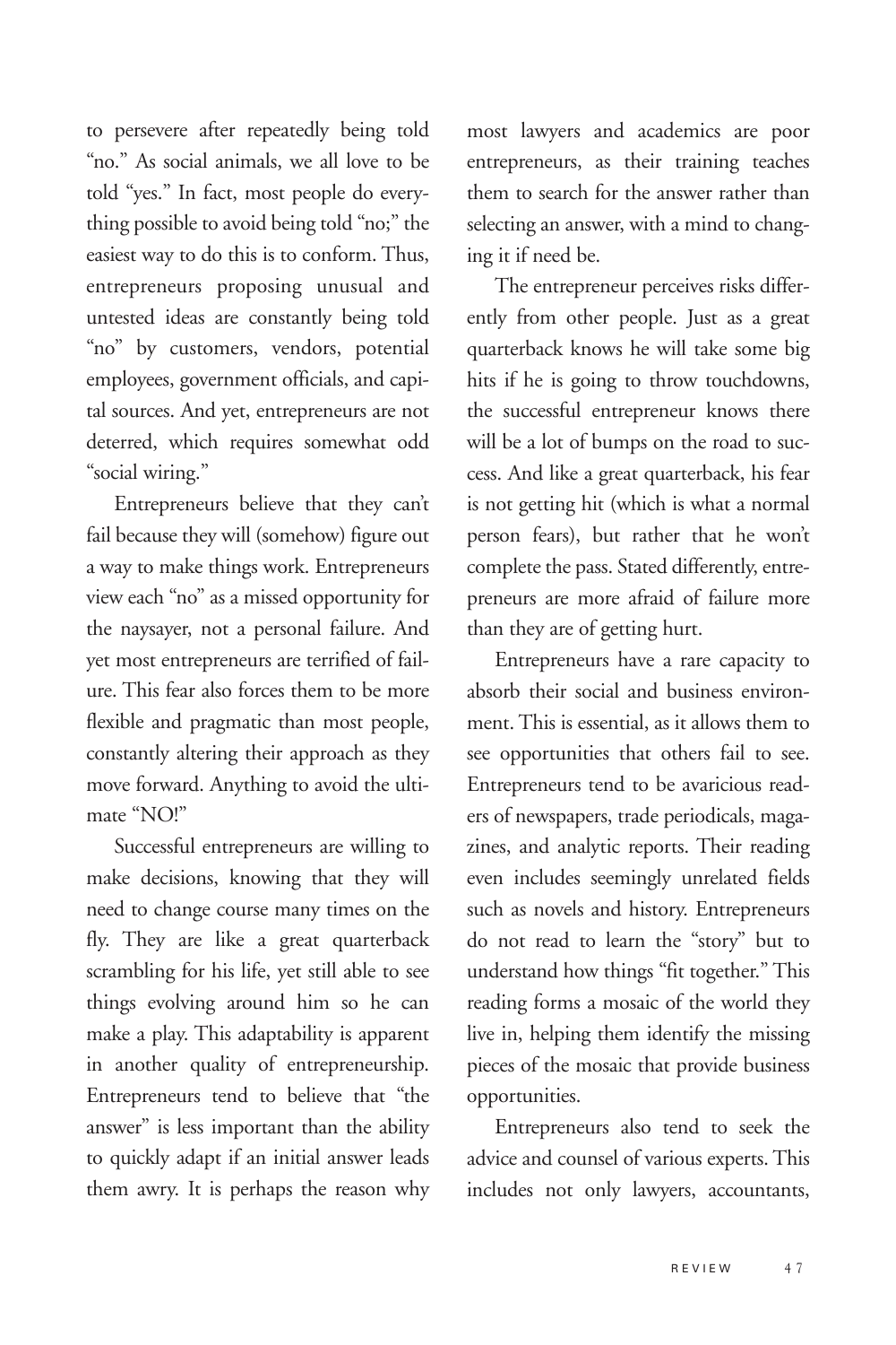to persevere after repeatedly being told "no." As social animals, we all love to be told "yes." In fact, most people do everything possible to avoid being told "no;" the easiest way to do this is to conform. Thus, entrepreneurs proposing unusual and untested ideas are constantly being told "no" by customers, vendors, potential employees, government officials, and capital sources. And yet, entrepreneurs are not deterred, which requires somewhat odd "social wiring."

Entrepreneurs believe that they can't fail because they will (somehow) figure out a way to make things work. Entrepreneurs view each "no" as a missed opportunity for the naysayer, not a personal failure. And yet most entrepreneurs are terrified of failure. This fear also forces them to be more flexible and pragmatic than most people, constantly altering their approach as they move forward. Anything to avoid the ultimate "NO!"

Successful entrepreneurs are willing to make decisions, knowing that they will need to change course many times on the fly. They are like a great quarterback scrambling for his life, yet still able to see things evolving around him so he can make a play. This adaptability is apparent in another quality of entrepreneurship. Entrepreneurs tend to believe that "the answer" is less important than the ability to quickly adapt if an initial answer leads them awry. It is perhaps the reason why most lawyers and academics are poor entrepreneurs, as their training teaches them to search for the answer rather than selecting an answer, with a mind to changing it if need be.

The entrepreneur perceives risks differently from other people. Just as a great quarterback knows he will take some big hits if he is going to throw touchdowns, the successful entrepreneur knows there will be a lot of bumps on the road to success. And like a great quarterback, his fear is not getting hit (which is what a normal person fears), but rather that he won't complete the pass. Stated differently, entrepreneurs are more afraid of failure more than they are of getting hurt.

Entrepreneurs have a rare capacity to absorb their social and business environment. This is essential, as it allows them to see opportunities that others fail to see. Entrepreneurs tend to be avaricious readers of newspapers, trade periodicals, magazines, and analytic reports. Their reading even includes seemingly unrelated fields such as novels and history. Entrepreneurs do not read to learn the "story" but to understand how things "fit together." This reading forms a mosaic of the world they live in, helping them identify the missing pieces of the mosaic that provide business opportunities.

Entrepreneurs also tend to seek the advice and counsel of various experts. This includes not only lawyers, accountants,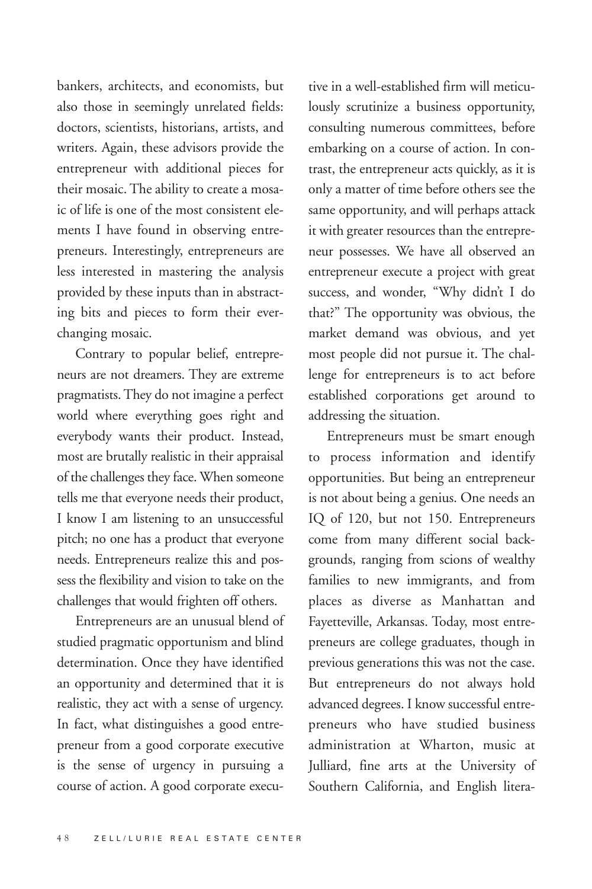bankers, architects, and economists, but also those in seemingly unrelated fields: doctors, scientists, historians, artists, and writers. Again, these advisors provide the entrepreneur with additional pieces for their mosaic. The ability to create a mosaic of life is one of the most consistent elements I have found in observing entrepreneurs. Interestingly, entrepreneurs are less interested in mastering the analysis provided by these inputs than in abstracting bits and pieces to form their ever-changing mosaic.

Contrary to popular belief, entrepreneurs are not dreamers. They are extreme pragmatists. They do not imagine a perfect world where everything goes right and everybody wants their product. Instead, most are brutally realistic in their appraisal of the challenges they face. When someone tells me that everyone needs their product, I know I am listening to an unsuccessful pitch; no one has a product that everyone needs. Entrepreneurs realize this and possess the flexibility and vision to take on the challenges that would frighten off others.

Entrepreneurs are an unusual blend of studied pragmatic opportunism and blind determination. Once they have identified an opportunity and determined that it is realistic, they act with a sense of urgency. In fact, what distinguishes a good entrepreneur from a good corporate executive is the sense of urgency in pursuing a course of action. A good corporate executive in a well-established firm will meticulously scrutinize a business opportunity, consulting numerous committees, before embarking on a course of action. In contrast, the entrepreneur acts quickly, as it is only a matter of time before others see the same opportunity, and will perhaps attack it with greater resources than the entrepreneur possesses. We have all observed an entrepreneur execute a project with great success, and wonder, "Why didn't I do that?" The opportunity was obvious, the market demand was obvious, and yet most people did not pursue it. The challenge for entrepreneurs is to act before established corporations get around to addressing the situation.

Entrepreneurs must be smart enough to process information and identify opportunities. But being an entrepreneur is not about being a genius. One needs an IQ of 120, but not 150. Entrepreneurs come from many different social backgrounds, ranging from scions of wealthy families to new immigrants, and from places as diverse as Manhattan and Fayetteville, Arkansas. Today, most entrepreneurs are college graduates, though in previous generations this was not the case. But entrepreneurs do not always hold advanced degrees. I know successful entrepreneurs who have studied business administration at Wharton, music at Julliard, fine arts at the University of Southern California, and English litera-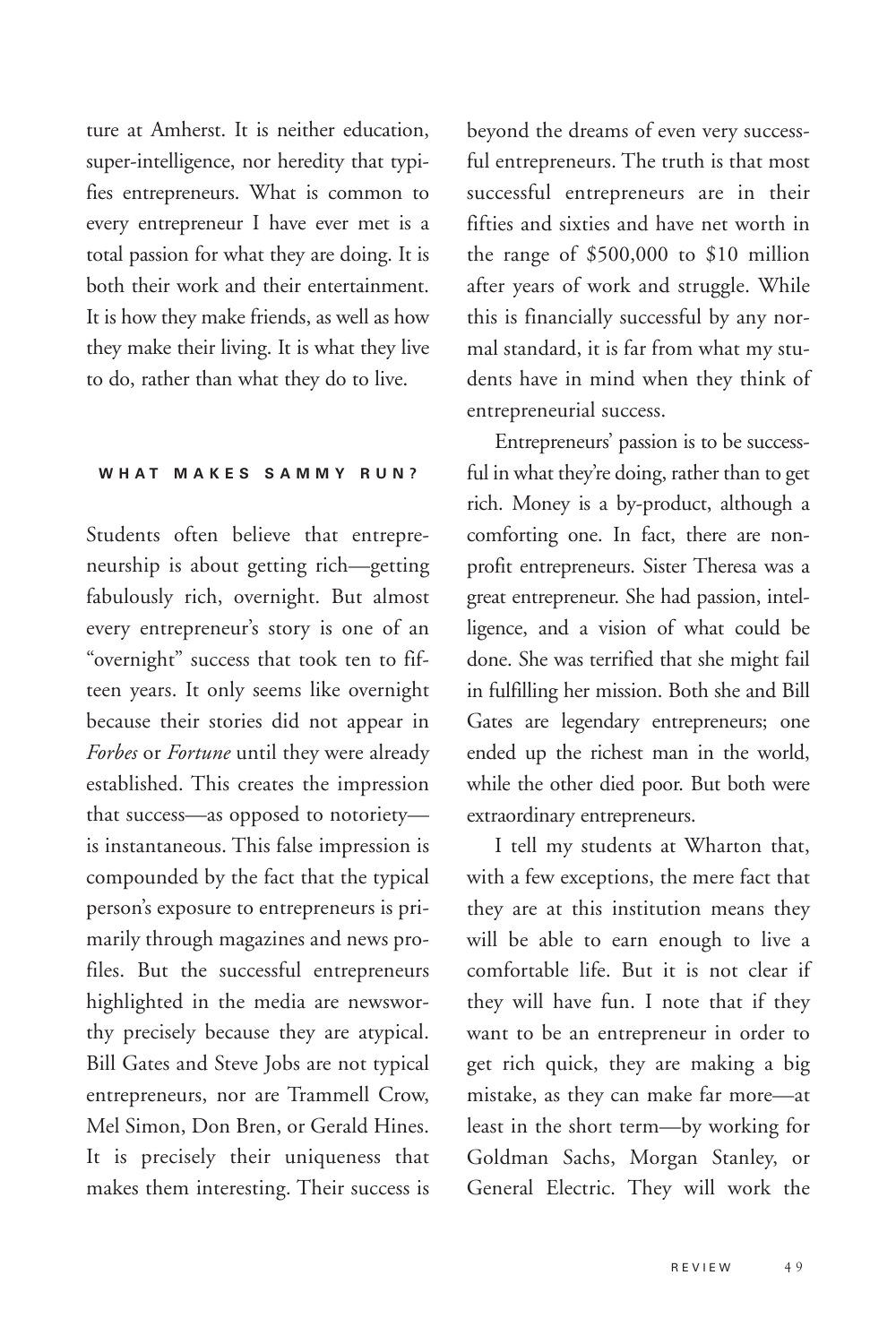ture at Amherst. It is neither education, super-intelligence, nor heredity that typifies entrepreneurs. What is common to every entrepreneur I have ever met is a total passion for what they are doing. It is both their work and their entertainment. It is how they make friends, as well as how they make their living. It is what they live to do, rather than what they do to live.

## WHAT MAKES SAMMY RUN?

Students often believe that entrepreneurship is about getting rich—getting fabulously rich, overnight. But almost every entrepreneur's story is one of an "overnight" success that took ten to fifteen years. It only seems like overnight because their stories did not appear in *Forbes* or *Fortune* until they were already established. This creates the impression that success—as opposed to notoriety—is instantaneous. This false impression is compounded by the fact that the typical person's exposure to entrepreneurs is primarily through magazines and news profiles. But the successful entrepreneurs highlighted in the media are newsworthy precisely because they are atypical. Bill Gates and Steve Jobs are not typical entrepreneurs, nor are Trammell Crow, Mel Simon, Don Bren, or Gerald Hines. It is precisely their uniqueness that makes them interesting. Their success is beyond the dreams of even very successful entrepreneurs. The truth is that most successful entrepreneurs are in their fifties and sixties and have net worth in the range of $500,000 to $10 million after years of work and struggle. While this is financially successful by any normal standard, it is far from what my students have in mind when they think of entrepreneurial success.

Entrepreneurs' passion is to be successful in what they're doing, rather than to get rich. Money is a by-product, although a comforting one. In fact, there are nonprofit entrepreneurs. Sister Theresa was a great entrepreneur. She had passion, intelligence, and a vision of what could be done. She was terrified that she might fail in fulfilling her mission. Both she and Bill Gates are legendary entrepreneurs; one ended up the richest man in the world, while the other died poor. But both were extraordinary entrepreneurs.

I tell my students at Wharton that, with a few exceptions, the mere fact that they are at this institution means they will be able to earn enough to live a comfortable life. But it is not clear if they will have fun. I note that if they want to be an entrepreneur in order to get rich quick, they are making a big mistake, as they can make far more—at least in the short term—by working for Goldman Sachs, Morgan Stanley, or General Electric. They will work the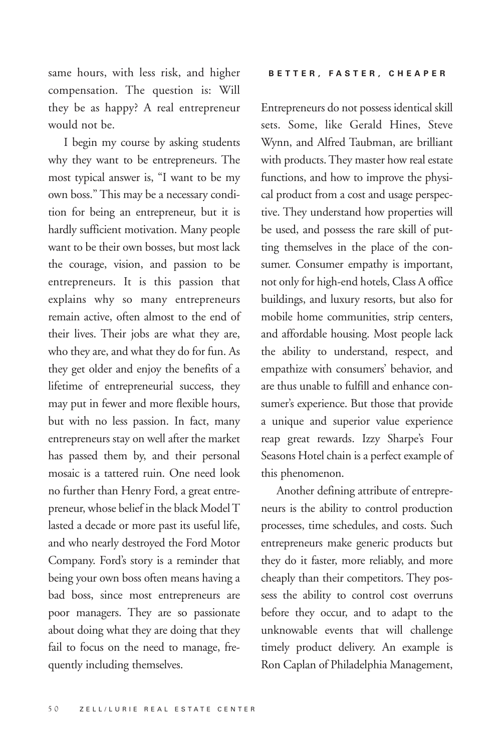same hours, with less risk, and higher compensation. The question is: Will they be as happy? A real entrepreneur would not be.

I begin my course by asking students why they want to be entrepreneurs. The most typical answer is, "I want to be my own boss." This may be a necessary condition for being an entrepreneur, but it is hardly sufficient motivation. Many people want to be their own bosses, but most lack the courage, vision, and passion to be entrepreneurs. It is this passion that explains why so many entrepreneurs remain active, often almost to the end of their lives. Their jobs are what they are, who they are, and what they do for fun. As they get older and enjoy the benefits of a lifetime of entrepreneurial success, they may put in fewer and more flexible hours, but with no less passion. In fact, many entrepreneurs stay on well after the market has passed them by, and their personal mosaic is a tattered ruin. One need look no further than Henry Ford, a great entrepreneur, whose belief in the black Model T lasted a decade or more past its useful life, and who nearly destroyed the Ford Motor Company. Ford's story is a reminder that being your own boss often means having a bad boss, since most entrepreneurs are poor managers. They are so passionate about doing what they are doing that they fail to focus on the need to manage, frequently including themselves.

## BETTER, FASTER, CHEAPER

Entrepreneurs do not possess identical skill sets. Some, like Gerald Hines, Steve Wynn, and Alfred Taubman, are brilliant with products. They master how real estate functions, and how to improve the physical product from a cost and usage perspective. They understand how properties will be used, and possess the rare skill of putting themselves in the place of the consumer. Consumer empathy is important, not only for high-end hotels, Class A office buildings, and luxury resorts, but also for mobile home communities, strip centers, and affordable housing. Most people lack the ability to understand, respect, and empathize with consumers' behavior, and are thus unable to fulfill and enhance consumer's experience. But those that provide a unique and superior value experience reap great rewards. Izzy Sharpe's Four Seasons Hotel chain is a perfect example of this phenomenon.

Another defining attribute of entrepreneurs is the ability to control production processes, time schedules, and costs. Such entrepreneurs make generic products but they do it faster, more reliably, and more cheaply than their competitors. They possess the ability to control cost overruns before they occur, and to adapt to the unknowable events that will challenge timely product delivery. An example is Ron Caplan of Philadelphia Management,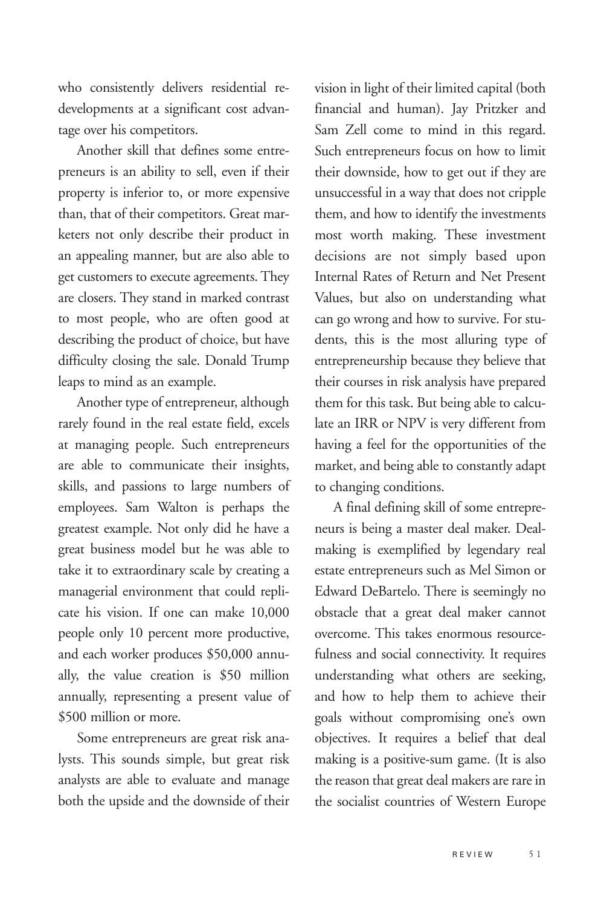who consistently delivers residential redevelopments at a significant cost advantage over his competitors.

Another skill that defines some entrepreneurs is an ability to sell, even if their property is inferior to, or more expensive than, that of their competitors. Great marketers not only describe their product in an appealing manner, but are also able to get customers to execute agreements. They are closers. They stand in marked contrast to most people, who are often good at describing the product of choice, but have difficulty closing the sale. Donald Trump leaps to mind as an example.

Another type of entrepreneur, although rarely found in the real estate field, excels at managing people. Such entrepreneurs are able to communicate their insights, skills, and passions to large numbers of employees. Sam Walton is perhaps the greatest example. Not only did he have a great business model but he was able to take it to extraordinary scale by creating a managerial environment that could replicate his vision. If one can make 10,000 people only 10 percent more productive, and each worker produces $50,000 annually, the value creation is $50 million annually, representing a present value of $500 million or more.

Some entrepreneurs are great risk analysts. This sounds simple, but great risk analysts are able to evaluate and manage both the upside and the downside of their vision in light of their limited capital (both financial and human). Jay Pritzker and Sam Zell come to mind in this regard. Such entrepreneurs focus on how to limit their downside, how to get out if they are unsuccessful in a way that does not cripple them, and how to identify the investments most worth making. These investment decisions are not simply based upon Internal Rates of Return and Net Present Values, but also on understanding what can go wrong and how to survive. For students, this is the most alluring type of entrepreneurship because they believe that their courses in risk analysis have prepared them for this task. But being able to calculate an IRR or NPV is very different from having a feel for the opportunities of the market, and being able to constantly adapt to changing conditions.

A final defining skill of some entrepreneurs is being a master deal maker. Dealmaking is exemplified by legendary real estate entrepreneurs such as Mel Simon or Edward DeBartelo. There is seemingly no obstacle that a great deal maker cannot overcome. This takes enormous resourcefulness and social connectivity. It requires understanding what others are seeking, and how to help them to achieve their goals without compromising one's own objectives. It requires a belief that deal making is a positive-sum game. (It is also the reason that great deal makers are rare in the socialist countries of Western Europe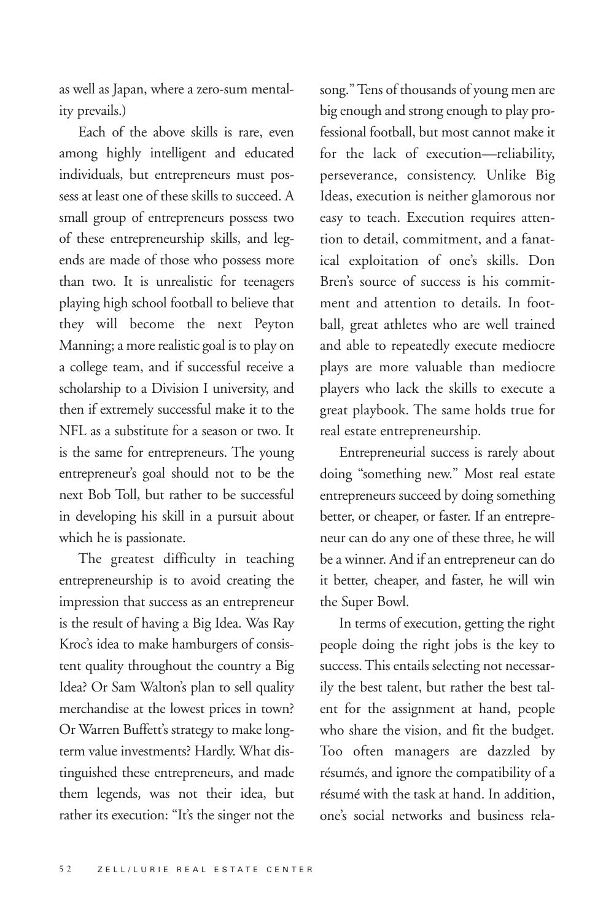as well as Japan, where a zero-sum mentality prevails.)

Each of the above skills is rare, even among highly intelligent and educated individuals, but entrepreneurs must possess at least one of these skills to succeed. A small group of entrepreneurs possess two of these entrepreneurship skills, and legends are made of those who possess more than two. It is unrealistic for teenagers playing high school football to believe that they will become the next Peyton Manning; a more realistic goal is to play on a college team, and if successful receive a scholarship to a Division I university, and then if extremely successful make it to the NFL as a substitute for a season or two. It is the same for entrepreneurs. The young entrepreneur's goal should not to be the next Bob Toll, but rather to be successful in developing his skill in a pursuit about which he is passionate.

The greatest difficulty in teaching entrepreneurship is to avoid creating the impression that success as an entrepreneur is the result of having a Big Idea. Was Ray Kroc's idea to make hamburgers of consistent quality throughout the country a Big Idea? Or Sam Walton's plan to sell quality merchandise at the lowest prices in town? Or Warren Buffett's strategy to make long-term value investments? Hardly. What distinguished these entrepreneurs, and made them legends, was not their idea, but rather its execution: "It's the singer not the song." Tens of thousands of young men are big enough and strong enough to play professional football, but most cannot make it for the lack of execution—reliability, perseverance, consistency. Unlike Big Ideas, execution is neither glamorous nor easy to teach. Execution requires attention to detail, commitment, and a fanatical exploitation of one's skills. Don Bren's source of success is his commitment and attention to details. In football, great athletes who are well trained and able to repeatedly execute mediocre plays are more valuable than mediocre players who lack the skills to execute a great playbook. The same holds true for real estate entrepreneurship.

Entrepreneurial success is rarely about doing "something new." Most real estate entrepreneurs succeed by doing something better, or cheaper, or faster. If an entrepreneur can do any one of these three, he will be a winner. And if an entrepreneur can do it better, cheaper, and faster, he will win the Super Bowl.

In terms of execution, getting the right people doing the right jobs is the key to success. This entails selecting not necessarily the best talent, but rather the best talent for the assignment at hand, people who share the vision, and fit the budget. Too often managers are dazzled by résumés, and ignore the compatibility of a résumé with the task at hand. In addition, one's social networks and business rela-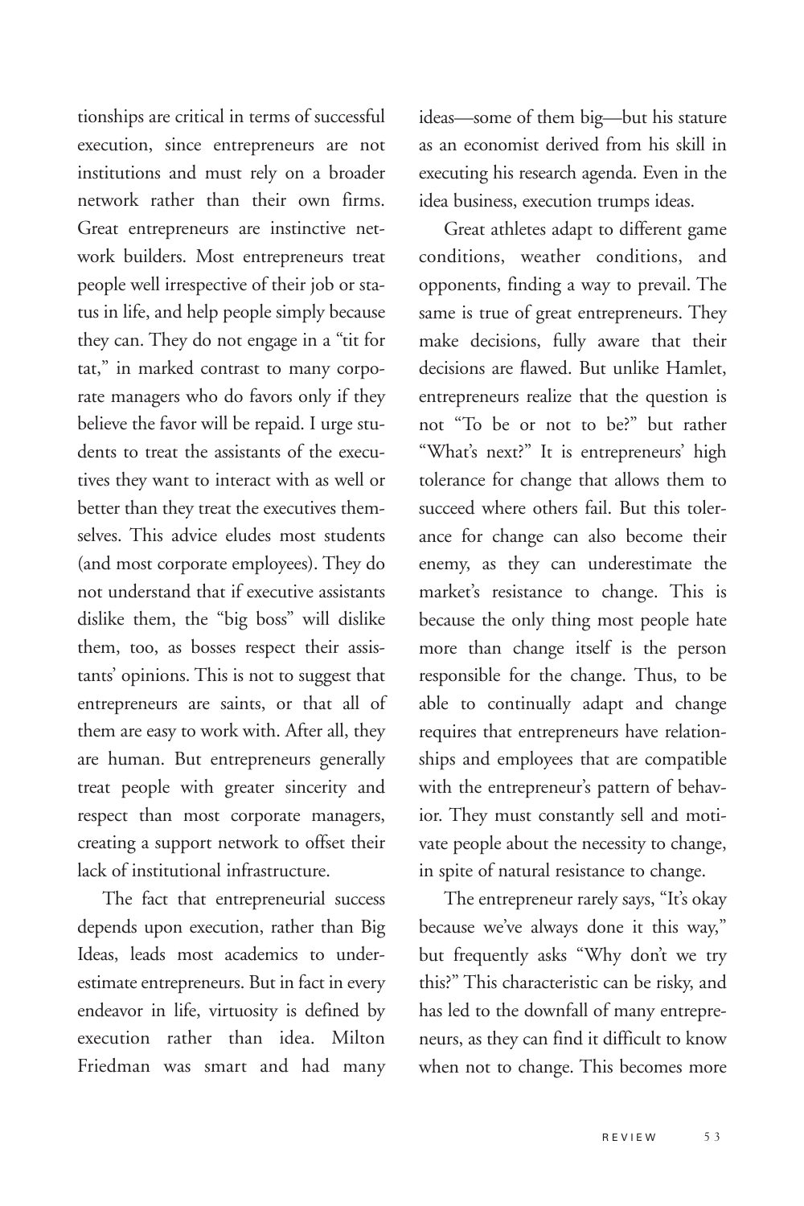tionships are critical in terms of successful execution, since entrepreneurs are not institutions and must rely on a broader network rather than their own firms. Great entrepreneurs are instinctive network builders. Most entrepreneurs treat people well irrespective of their job or status in life, and help people simply because they can. They do not engage in a "tit for tat," in marked contrast to many corporate managers who do favors only if they believe the favor will be repaid. I urge students to treat the assistants of the executives they want to interact with as well or better than they treat the executives themselves. This advice eludes most students (and most corporate employees). They do not understand that if executive assistants dislike them, the "big boss" will dislike them, too, as bosses respect their assistants' opinions. This is not to suggest that entrepreneurs are saints, or that all of them are easy to work with. After all, they are human. But entrepreneurs generally treat people with greater sincerity and respect than most corporate managers, creating a support network to offset their lack of institutional infrastructure.

The fact that entrepreneurial success depends upon execution, rather than Big Ideas, leads most academics to underestimate entrepreneurs. But in fact in every endeavor in life, virtuosity is defined by execution rather than idea. Milton Friedman was smart and had many ideas—some of them big—but his stature as an economist derived from his skill in executing his research agenda. Even in the idea business, execution trumps ideas.

Great athletes adapt to different game conditions, weather conditions, and opponents, finding a way to prevail. The same is true of great entrepreneurs. They make decisions, fully aware that their decisions are flawed. But unlike Hamlet, entrepreneurs realize that the question is not "To be or not to be?" but rather "What's next?" It is entrepreneurs' high tolerance for change that allows them to succeed where others fail. But this tolerance for change can also become their enemy, as they can underestimate the market's resistance to change. This is because the only thing most people hate more than change itself is the person responsible for the change. Thus, to be able to continually adapt and change requires that entrepreneurs have relationships and employees that are compatible with the entrepreneur's pattern of behavior. They must constantly sell and motivate people about the necessity to change, in spite of natural resistance to change.

The entrepreneur rarely says, "It's okay because we've always done it this way," but frequently asks "Why don't we try this?" This characteristic can be risky, and has led to the downfall of many entrepreneurs, as they can find it difficult to know when not to change. This becomes more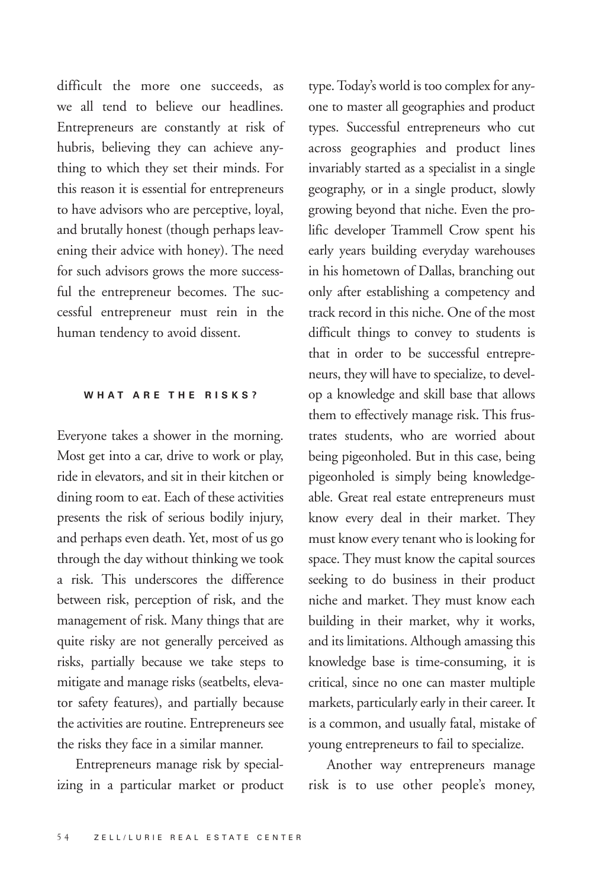difficult the more one succeeds, as we all tend to believe our headlines. Entrepreneurs are constantly at risk of hubris, believing they can achieve anything to which they set their minds. For this reason it is essential for entrepreneurs to have advisors who are perceptive, loyal, and brutally honest (though perhaps leavening their advice with honey). The need for such advisors grows the more successful the entrepreneur becomes. The successful entrepreneur must rein in the human tendency to avoid dissent.

### WHAT ARE THE RISKS?

Everyone takes a shower in the morning. Most get into a car, drive to work or play, ride in elevators, and sit in their kitchen or dining room to eat. Each of these activities presents the risk of serious bodily injury, and perhaps even death. Yet, most of us go through the day without thinking we took a risk. This underscores the difference between risk, perception of risk, and the management of risk. Many things that are quite risky are not generally perceived as risks, partially because we take steps to mitigate and manage risks (seatbelts, elevator safety features), and partially because the activities are routine. Entrepreneurs see the risks they face in a similar manner.

Entrepreneurs manage risk by specializing in a particular market or product type. Today's world is too complex for anyone to master all geographies and product types. Successful entrepreneurs who cut across geographies and product lines invariably started as a specialist in a single geography, or in a single product, slowly growing beyond that niche. Even the prolific developer Trammell Crow spent his early years building everyday warehouses in his hometown of Dallas, branching out only after establishing a competency and track record in this niche. One of the most difficult things to convey to students is that in order to be successful entrepreneurs, they will have to specialize, to develop a knowledge and skill base that allows them to effectively manage risk. This frustrates students, who are worried about being pigeonholed. But in this case, being pigeonholed is simply being knowledgeable. Great real estate entrepreneurs must know every deal in their market. They must know every tenant who is looking for space. They must know the capital sources seeking to do business in their product niche and market. They must know each building in their market, why it works, and its limitations. Although amassing this knowledge base is time-consuming, it is critical, since no one can master multiple markets, particularly early in their career. It is a common, and usually fatal, mistake of young entrepreneurs to fail to specialize.

Another way entrepreneurs manage risk is to use other people's money,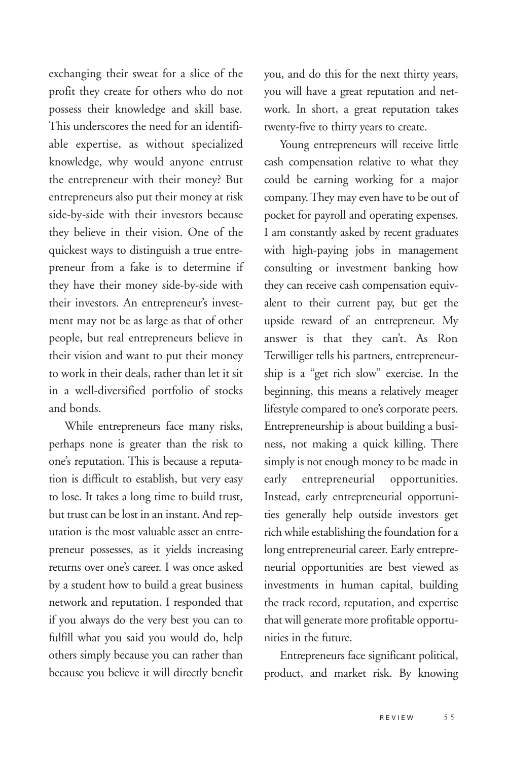exchanging their sweat for a slice of the profit they create for others who do not possess their knowledge and skill base. This underscores the need for an identifiable expertise, as without specialized knowledge, why would anyone entrust the entrepreneur with their money? But entrepreneurs also put their money at risk side-by-side with their investors because they believe in their vision. One of the quickest ways to distinguish a true entrepreneur from a fake is to determine if they have their money side-by-side with their investors. An entrepreneur's investment may not be as large as that of other people, but real entrepreneurs believe in their vision and want to put their money to work in their deals, rather than let it sit in a well-diversified portfolio of stocks and bonds.

While entrepreneurs face many risks, perhaps none is greater than the risk to one's reputation. This is because a reputation is difficult to establish, but very easy to lose. It takes a long time to build trust, but trust can be lost in an instant. And reputation is the most valuable asset an entrepreneur possesses, as it yields increasing returns over one's career. I was once asked by a student how to build a great business network and reputation. I responded that if you always do the very best you can to fulfill what you said you would do, help others simply because you can rather than because you believe it will directly benefit you, and do this for the next thirty years, you will have a great reputation and network. In short, a great reputation takes twenty-five to thirty years to create.

Young entrepreneurs will receive little cash compensation relative to what they could be earning working for a major company. They may even have to be out of pocket for payroll and operating expenses. I am constantly asked by recent graduates with high-paying jobs in management consulting or investment banking how they can receive cash compensation equivalent to their current pay, but get the upside reward of an entrepreneur. My answer is that they can't. As Ron Terwilliger tells his partners, entrepreneurship is a "get rich slow" exercise. In the beginning, this means a relatively meager lifestyle compared to one's corporate peers. Entrepreneurship is about building a business, not making a quick killing. There simply is not enough money to be made in early entrepreneurial opportunities. Instead, early entrepreneurial opportunities generally help outside investors get rich while establishing the foundation for a long entrepreneurial career. Early entrepreneurial opportunities are best viewed as investments in human capital, building the track record, reputation, and expertise that will generate more profitable opportunities in the future.

Entrepreneurs face significant political, product, and market risk. By knowing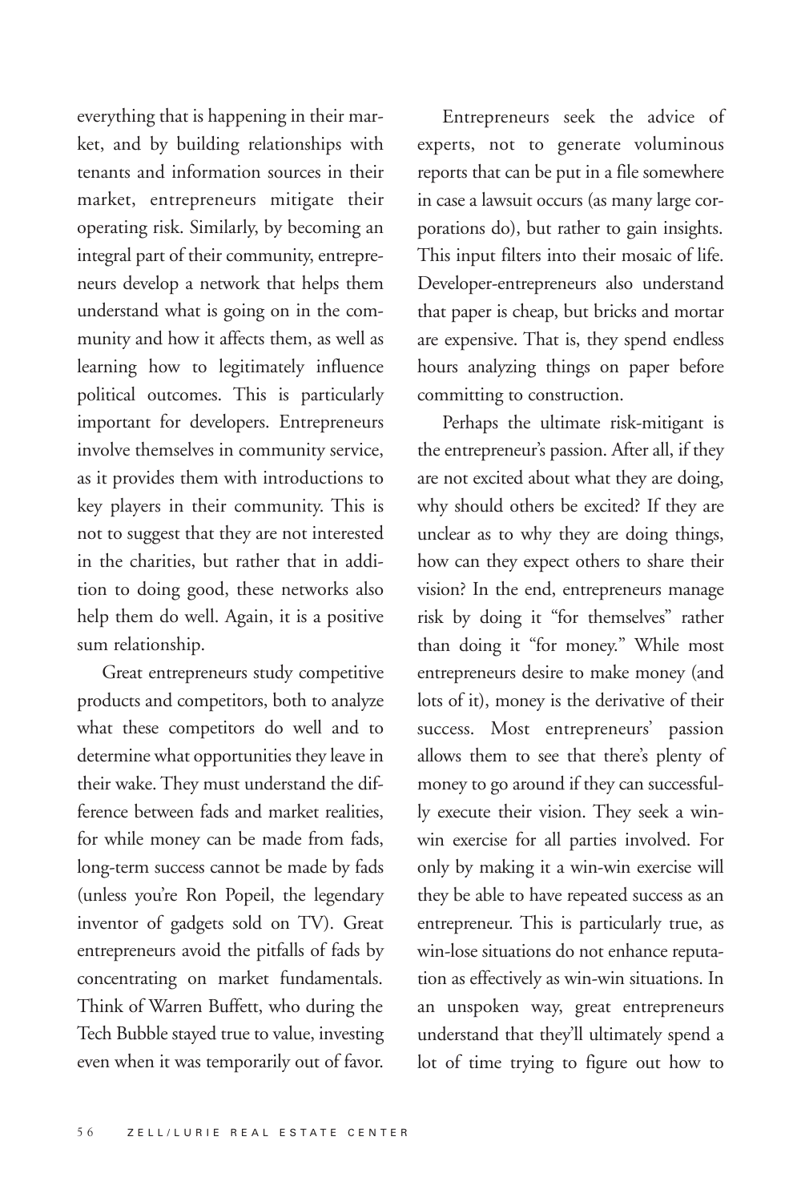everything that is happening in their market, and by building relationships with tenants and information sources in their market, entrepreneurs mitigate their operating risk. Similarly, by becoming an integral part of their community, entrepreneurs develop a network that helps them understand what is going on in the community and how it affects them, as well as learning how to legitimately influence political outcomes. This is particularly important for developers. Entrepreneurs involve themselves in community service, as it provides them with introductions to key players in their community. This is not to suggest that they are not interested in the charities, but rather that in addition to doing good, these networks also help them do well. Again, it is a positive sum relationship.

Great entrepreneurs study competitive products and competitors, both to analyze what these competitors do well and to determine what opportunities they leave in their wake. They must understand the difference between fads and market realities, for while money can be made from fads, long-term success cannot be made by fads (unless you're Ron Popeil, the legendary inventor of gadgets sold on TV). Great entrepreneurs avoid the pitfalls of fads by concentrating on market fundamentals. Think of Warren Buffett, who during the Tech Bubble stayed true to value, investing even when it was temporarily out of favor.

Entrepreneurs seek the advice of experts, not to generate voluminous reports that can be put in a file somewhere in case a lawsuit occurs (as many large corporations do), but rather to gain insights. This input filters into their mosaic of life. Developer-entrepreneurs also understand that paper is cheap, but bricks and mortar are expensive. That is, they spend endless hours analyzing things on paper before committing to construction.

Perhaps the ultimate risk-mitigant is the entrepreneur's passion. After all, if they are not excited about what they are doing, why should others be excited? If they are unclear as to why they are doing things, how can they expect others to share their vision? In the end, entrepreneurs manage risk by doing it "for themselves" rather than doing it "for money." While most entrepreneurs desire to make money (and lots of it), money is the derivative of their success. Most entrepreneurs' passion allows them to see that there's plenty of money to go around if they can successfully execute their vision. They seek a win-win exercise for all parties involved. For only by making it a win-win exercise will they be able to have repeated success as an entrepreneur. This is particularly true, as win-lose situations do not enhance reputation as effectively as win-win situations. In an unspoken way, great entrepreneurs understand that they'll ultimately spend a lot of time trying to figure out how to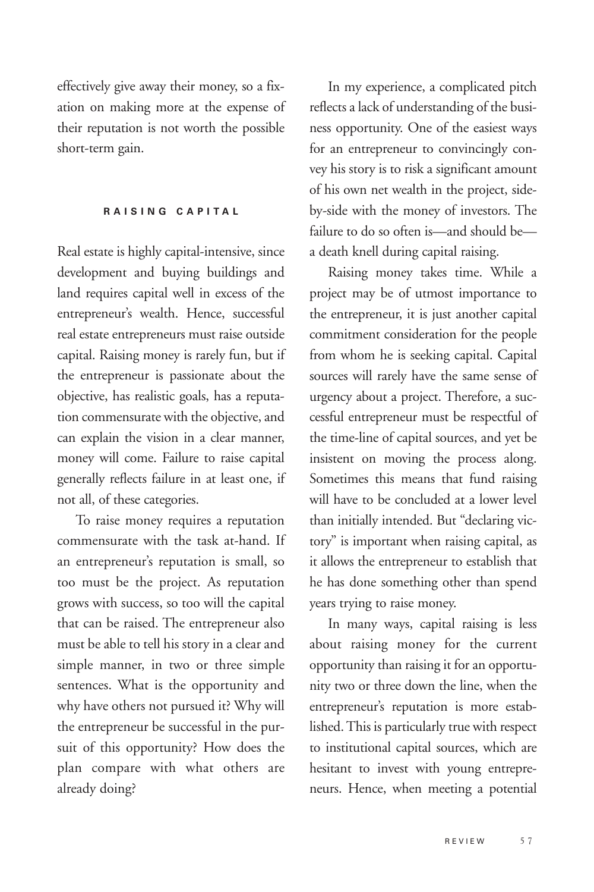effectively give away their money, so a fixation on making more at the expense of their reputation is not worth the possible short-term gain.

## RAISING CAPITAL

Real estate is highly capital-intensive, since development and buying buildings and land requires capital well in excess of the entrepreneur's wealth. Hence, successful real estate entrepreneurs must raise outside capital. Raising money is rarely fun, but if the entrepreneur is passionate about the objective, has realistic goals, has a reputation commensurate with the objective, and can explain the vision in a clear manner, money will come. Failure to raise capital generally reflects failure in at least one, if not all, of these categories.

To raise money requires a reputation commensurate with the task at-hand. If an entrepreneur's reputation is small, so too must be the project. As reputation grows with success, so too will the capital that can be raised. The entrepreneur also must be able to tell his story in a clear and simple manner, in two or three simple sentences. What is the opportunity and why have others not pursued it? Why will the entrepreneur be successful in the pursuit of this opportunity? How does the plan compare with what others are already doing?

In my experience, a complicated pitch reflects a lack of understanding of the business opportunity. One of the easiest ways for an entrepreneur to convincingly convey his story is to risk a significant amount of his own net wealth in the project, side-by-side with the money of investors. The failure to do so often is—and should be—a death knell during capital raising.

Raising money takes time. While a project may be of utmost importance to the entrepreneur, it is just another capital commitment consideration for the people from whom he is seeking capital. Capital sources will rarely have the same sense of urgency about a project. Therefore, a successful entrepreneur must be respectful of the time-line of capital sources, and yet be insistent on moving the process along. Sometimes this means that fund raising will have to be concluded at a lower level than initially intended. But "declaring victory" is important when raising capital, as it allows the entrepreneur to establish that he has done something other than spend years trying to raise money.

In many ways, capital raising is less about raising money for the current opportunity than raising it for an opportunity two or three down the line, when the entrepreneur's reputation is more established. This is particularly true with respect to institutional capital sources, which are hesitant to invest with young entrepreneurs. Hence, when meeting a potential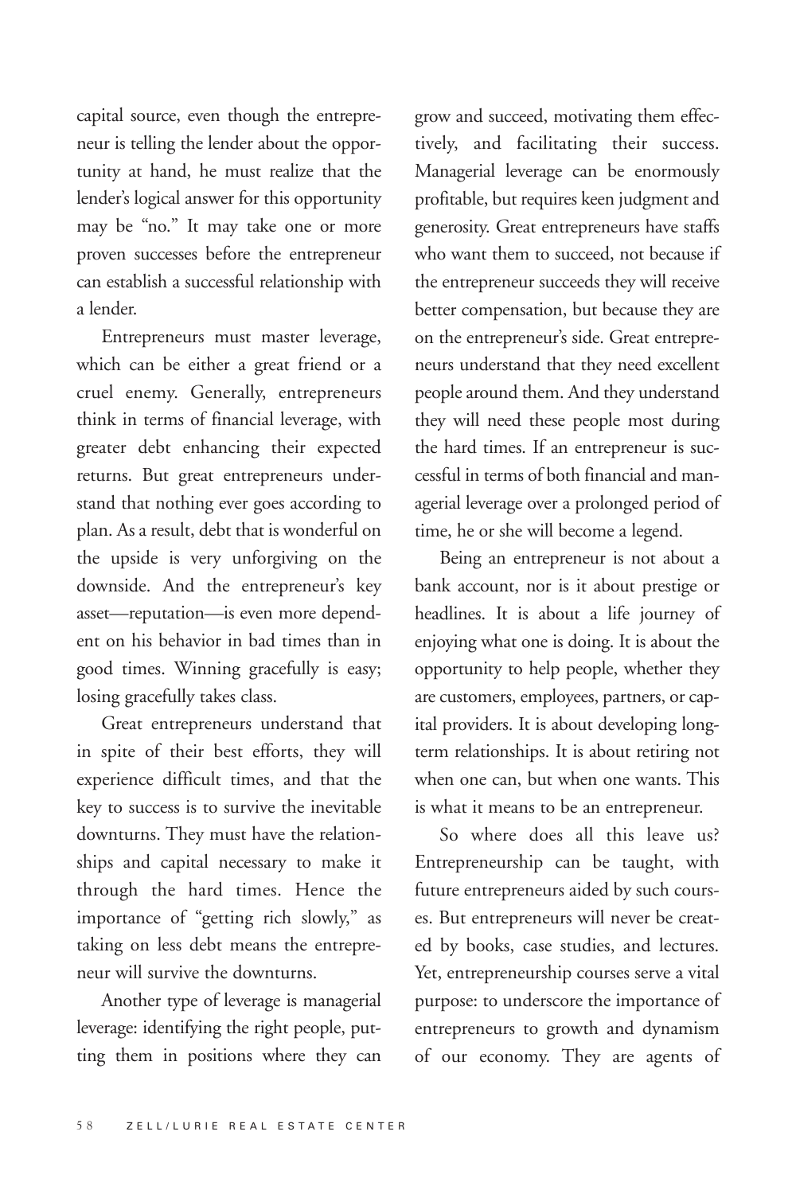capital source, even though the entrepreneur is telling the lender about the opportunity at hand, he must realize that the lender's logical answer for this opportunity may be "no." It may take one or more proven successes before the entrepreneur can establish a successful relationship with a lender.

Entrepreneurs must master leverage, which can be either a great friend or a cruel enemy. Generally, entrepreneurs think in terms of financial leverage, with greater debt enhancing their expected returns. But great entrepreneurs understand that nothing ever goes according to plan. As a result, debt that is wonderful on the upside is very unforgiving on the downside. And the entrepreneur's key asset—reputation—is even more dependent on his behavior in bad times than in good times. Winning gracefully is easy; losing gracefully takes class.

Great entrepreneurs understand that in spite of their best efforts, they will experience difficult times, and that the key to success is to survive the inevitable downturns. They must have the relationships and capital necessary to make it through the hard times. Hence the importance of "getting rich slowly," as taking on less debt means the entrepreneur will survive the downturns.

Another type of leverage is managerial leverage: identifying the right people, putting them in positions where they can grow and succeed, motivating them effectively, and facilitating their success. Managerial leverage can be enormously profitable, but requires keen judgment and generosity. Great entrepreneurs have staffs who want them to succeed, not because if the entrepreneur succeeds they will receive better compensation, but because they are on the entrepreneur's side. Great entrepreneurs understand that they need excellent people around them. And they understand they will need these people most during the hard times. If an entrepreneur is successful in terms of both financial and managerial leverage over a prolonged period of time, he or she will become a legend.

Being an entrepreneur is not about a bank account, nor is it about prestige or headlines. It is about a life journey of enjoying what one is doing. It is about the opportunity to help people, whether they are customers, employees, partners, or capital providers. It is about developing long-term relationships. It is about retiring not when one can, but when one wants. This is what it means to be an entrepreneur.

So where does all this leave us? Entrepreneurship can be taught, with future entrepreneurs aided by such courses. But entrepreneurs will never be created by books, case studies, and lectures. Yet, entrepreneurship courses serve a vital purpose: to underscore the importance of entrepreneurs to growth and dynamism of our economy. They are agents of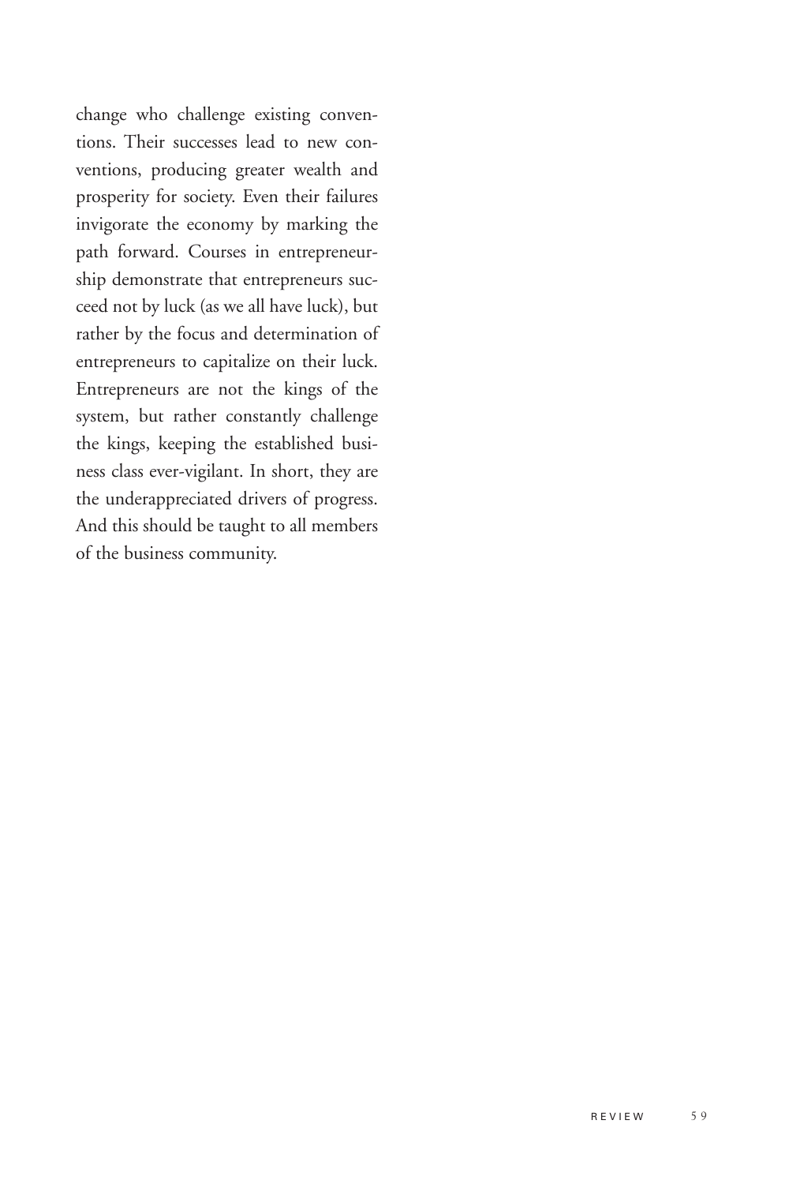change who challenge existing conventions. Their successes lead to new conventions, producing greater wealth and prosperity for society. Even their failures invigorate the economy by marking the path forward. Courses in entrepreneurship demonstrate that entrepreneurs succeed not by luck (as we all have luck), but rather by the focus and determination of entrepreneurs to capitalize on their luck. Entrepreneurs are not the kings of the system, but rather constantly challenge the kings, keeping the established business class ever-vigilant. In short, they are the underappreciated drivers of progress. And this should be taught to all members of the business community.